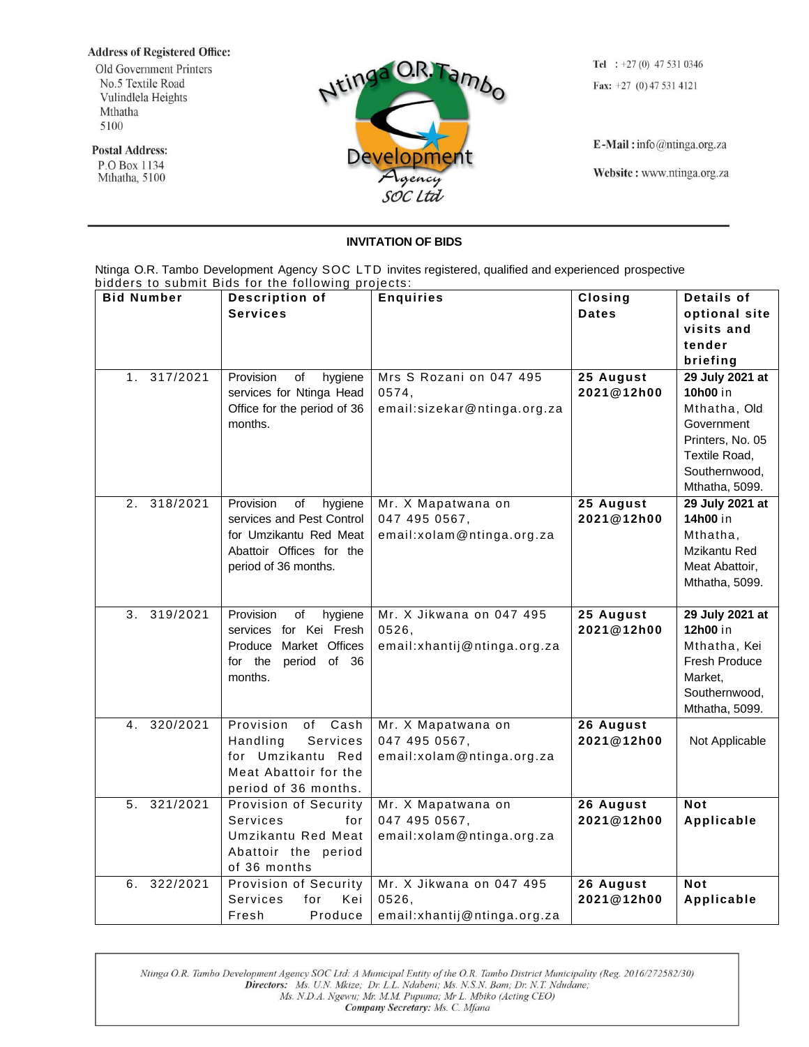**Address of Registered Office:**
Old Government Printers
No.5 Textile Road
Vulindlela Heights
Mthatha
5100

**Postal Address:**
P.O Box 1134
Mthatha, 5100

Ntinga O.R. Tambo Development Agency SOC Ltd

**Tel** : +27 (0) 47 531 0346
**Fax:** +27 (0) 47 531 4121

**E-Mail :** info@ntinga.org.za

**Website :** www.ntinga.org.za

---

## INVITATION OF BIDS

Ntinga O.R. Tambo Development Agency SOC LTD invites registered, qualified and experienced prospective bidders to submit Bids for the following projects:

| Bid Number | Description of Services | Enquiries | Closing Dates | Details of optional site visits and tender briefing |
|---|---|---|---|---|
| 1. 317/2021 | Provision of hygiene services for Ntinga Head Office for the period of 36 months. | Mrs S Rozani on 047 495 0574, email:sizekar@ntinga.org.za | **25 August 2021@12h00** | **29 July 2021 at 10h00** in Mthatha, Old Government Printers, No. 05 Textile Road, Southernwood, Mthatha, 5099. |
| 2. 318/2021 | Provision of hygiene services and Pest Control for Umzikantu Red Meat Abattoir Offices for the period of 36 months. | Mr. X Mapatwana on 047 495 0567, email:xolam@ntinga.org.za | **25 August 2021@12h00** | **29 July 2021 at 14h00** in Mthatha, Mzikantu Red Meat Abattoir, Mthatha, 5099. |
| 3. 319/2021 | Provision of hygiene services for Kei Fresh Produce Market Offices for the period of 36 months. | Mr. X Jikwana on 047 495 0526, email:xhantij@ntinga.org.za | **25 August 2021@12h00** | **29 July 2021 at 12h00** in Mthatha, Kei Fresh Produce Market, Southernwood, Mthatha, 5099. |
| 4. 320/2021 | Provision of Cash Handling Services for Umzikantu Red Meat Abattoir for the period of 36 months. | Mr. X Mapatwana on 047 495 0567, email:xolam@ntinga.org.za | **26 August 2021@12h00** | Not Applicable |
| 5. 321/2021 | Provision of Security Services for Umzikantu Red Meat Abattoir the period of 36 months | Mr. X Mapatwana on 047 495 0567, email:xolam@ntinga.org.za | **26 August 2021@12h00** | **Not Applicable** |
| 6. 322/2021 | Provision of Security Services for Kei Fresh Produce | Mr. X Jikwana on 047 495 0526, email:xhantij@ntinga.org.za | **26 August 2021@12h00** | **Not Applicable** |

*Ntinga O.R. Tambo Development Agency SOC Ltd: A Municipal Entity of the O.R. Tambo District Municipality (Reg. 2016/272582/30)*
***Directors:*** *Ms. U.N. Mkize; Dr. L.L. Ndabeni; Ms. N.S.N. Bam; Dr. N.T. Ndudane;*
*Ms. N.D.A. Ngewu; Mr. M.M. Pupuma; Mr L. Mbiko (Acting CEO)*
***Company Secretary:*** *Ms. C. Mfana*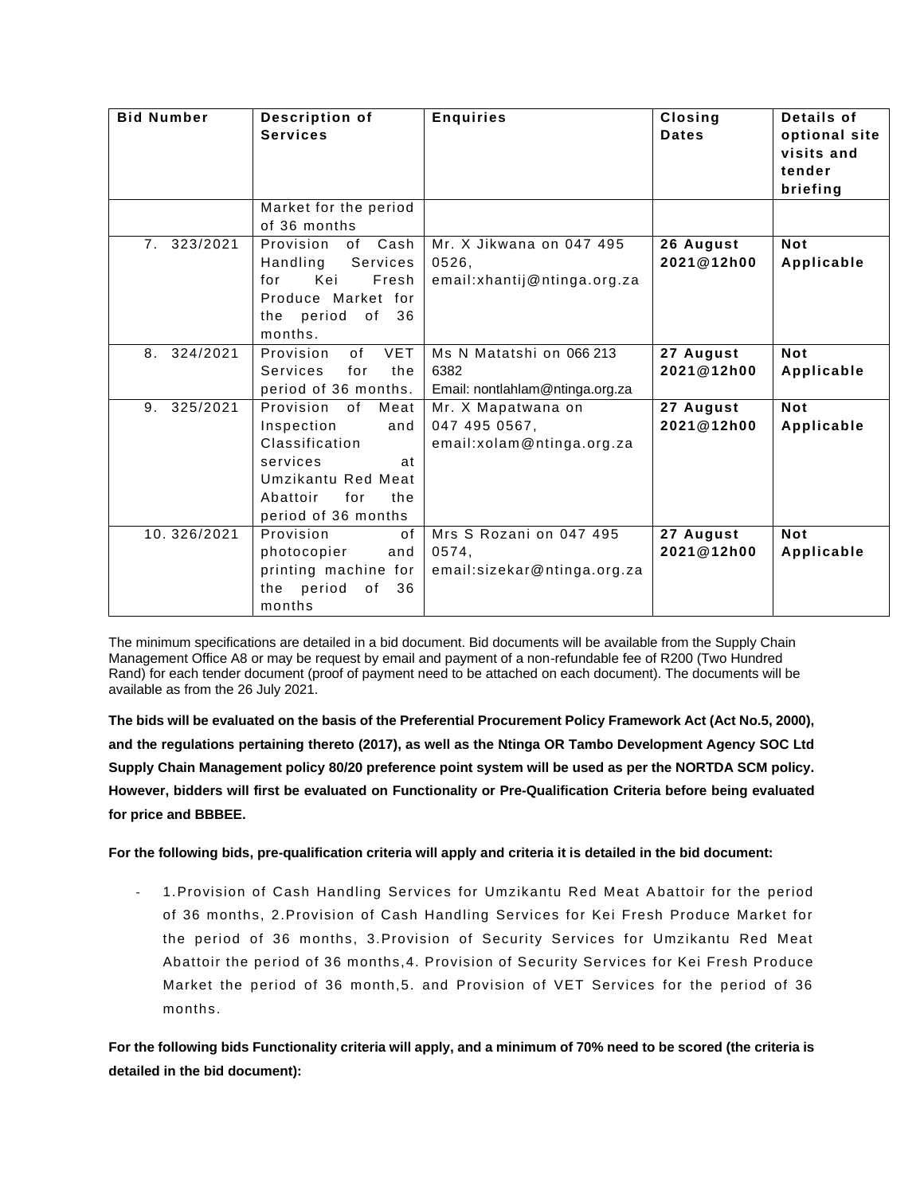| Bid Number | Description of Services | Enquiries | Closing Dates | Details of optional site visits and tender briefing |
|---|---|---|---|---|
| | Market for the period of 36 months | | | |
| 7. 323/2021 | Provision of Cash Handling Services for Kei Fresh Produce Market for the period of 36 months. | Mr. X Jikwana on 047 495 0526, email:xhantij@ntinga.org.za | **26 August 2021@12h00** | **Not Applicable** |
| 8. 324/2021 | Provision of VET Services for the period of 36 months. | Ms N Matatshi on 066 213 6382 Email: nontlahlam@ntinga.org.za | **27 August 2021@12h00** | **Not Applicable** |
| 9. 325/2021 | Provision of Meat Inspection and Classification services at Umzikantu Red Meat Abattoir for the period of 36 months | Mr. X Mapatwana on 047 495 0567, email:xolam@ntinga.org.za | **27 August 2021@12h00** | **Not Applicable** |
| 10. 326/2021 | Provision of photocopier and printing machine for the period of 36 months | Mrs S Rozani on 047 495 0574, email:sizekar@ntinga.org.za | **27 August 2021@12h00** | **Not Applicable** |

The minimum specifications are detailed in a bid document. Bid documents will be available from the Supply Chain Management Office A8 or may be request by email and payment of a non-refundable fee of R200 (Two Hundred Rand) for each tender document (proof of payment need to be attached on each document). The documents will be available as from the 26 July 2021.

**The bids will be evaluated on the basis of the Preferential Procurement Policy Framework Act (Act No.5, 2000), and the regulations pertaining thereto (2017), as well as the Ntinga OR Tambo Development Agency SOC Ltd Supply Chain Management policy 80/20 preference point system will be used as per the NORTDA SCM policy. However, bidders will first be evaluated on Functionality or Pre-Qualification Criteria before being evaluated for price and BBBEE.**

**For the following bids, pre-qualification criteria will apply and criteria it is detailed in the bid document:**

- 1.Provision of Cash Handling Services for Umzikantu Red Meat Abattoir for the period of 36 months, 2.Provision of Cash Handling Services for Kei Fresh Produce Market for the period of 36 months, 3.Provision of Security Services for Umzikantu Red Meat Abattoir the period of 36 months,4. Provision of Security Services for Kei Fresh Produce Market the period of 36 month,5. and Provision of VET Services for the period of 36 months.

**For the following bids Functionality criteria will apply, and a minimum of 70% need to be scored (the criteria is detailed in the bid document):**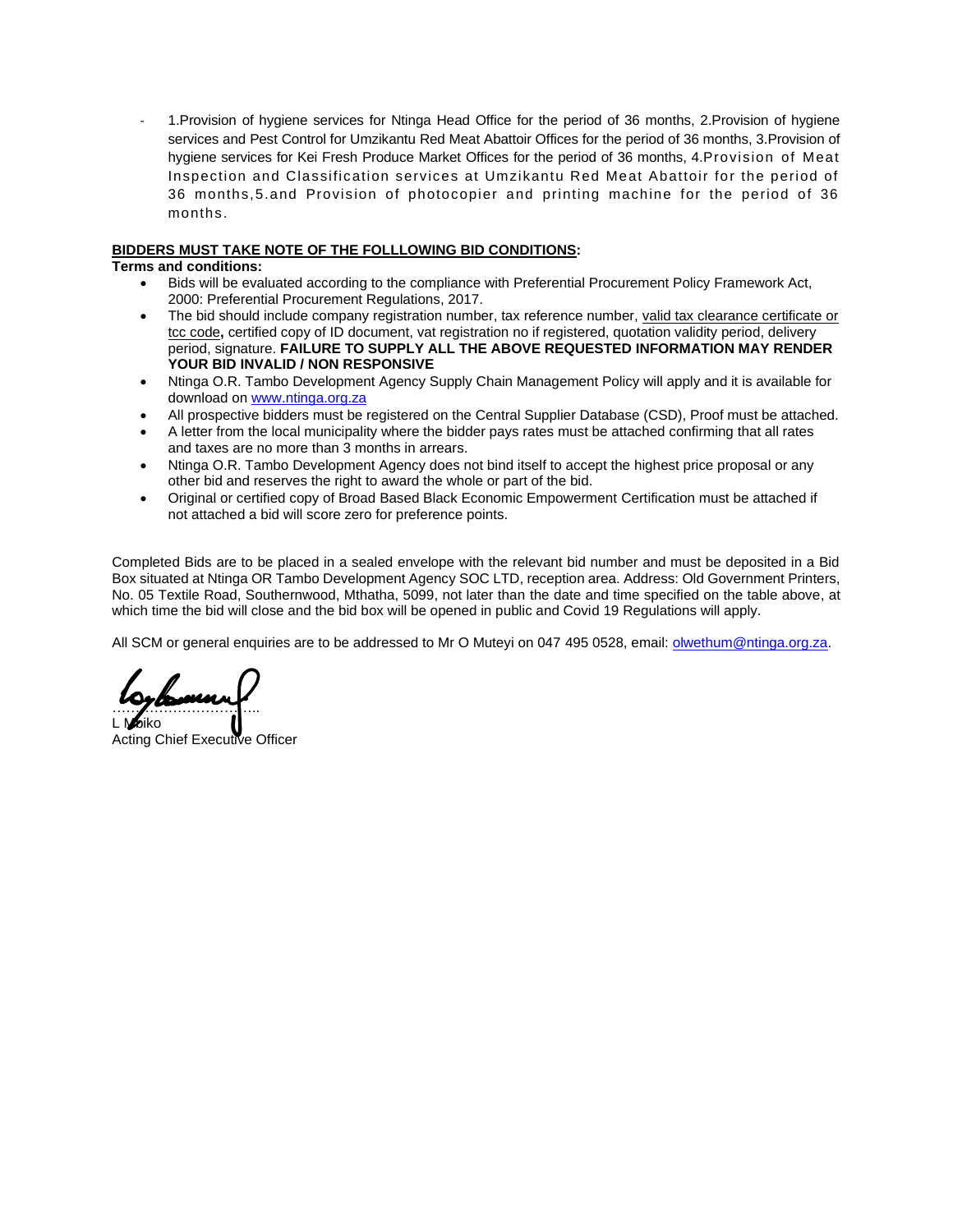- 1.Provision of hygiene services for Ntinga Head Office for the period of 36 months, 2.Provision of hygiene services and Pest Control for Umzikantu Red Meat Abattoir Offices for the period of 36 months, 3.Provision of hygiene services for Kei Fresh Produce Market Offices for the period of 36 months, 4.Provision of Meat Inspection and Classification services at Umzikantu Red Meat Abattoir for the period of 36 months,5.and Provision of photocopier and printing machine for the period of 36 months.

**BIDDERS MUST TAKE NOTE OF THE FOLLLOWING BID CONDITIONS:**

**Terms and conditions:**

- Bids will be evaluated according to the compliance with Preferential Procurement Policy Framework Act, 2000: Preferential Procurement Regulations, 2017.
- The bid should include company registration number, tax reference number, valid tax clearance certificate or tcc code**,** certified copy of ID document, vat registration no if registered, quotation validity period, delivery period, signature. **FAILURE TO SUPPLY ALL THE ABOVE REQUESTED INFORMATION MAY RENDER YOUR BID INVALID / NON RESPONSIVE**
- Ntinga O.R. Tambo Development Agency Supply Chain Management Policy will apply and it is available for download on www.ntinga.org.za
- All prospective bidders must be registered on the Central Supplier Database (CSD), Proof must be attached.
- A letter from the local municipality where the bidder pays rates must be attached confirming that all rates and taxes are no more than 3 months in arrears.
- Ntinga O.R. Tambo Development Agency does not bind itself to accept the highest price proposal or any other bid and reserves the right to award the whole or part of the bid.
- Original or certified copy of Broad Based Black Economic Empowerment Certification must be attached if not attached a bid will score zero for preference points.

Completed Bids are to be placed in a sealed envelope with the relevant bid number and must be deposited in a Bid Box situated at Ntinga OR Tambo Development Agency SOC LTD, reception area. Address: Old Government Printers, No. 05 Textile Road, Southernwood, Mthatha, 5099, not later than the date and time specified on the table above, at which time the bid will close and the bid box will be opened in public and Covid 19 Regulations will apply.

All SCM or general enquiries are to be addressed to Mr O Muteyi on 047 495 0528, email: olwethum@ntinga.org.za.

……………………………

L Mbiko

Acting Chief Executive Officer